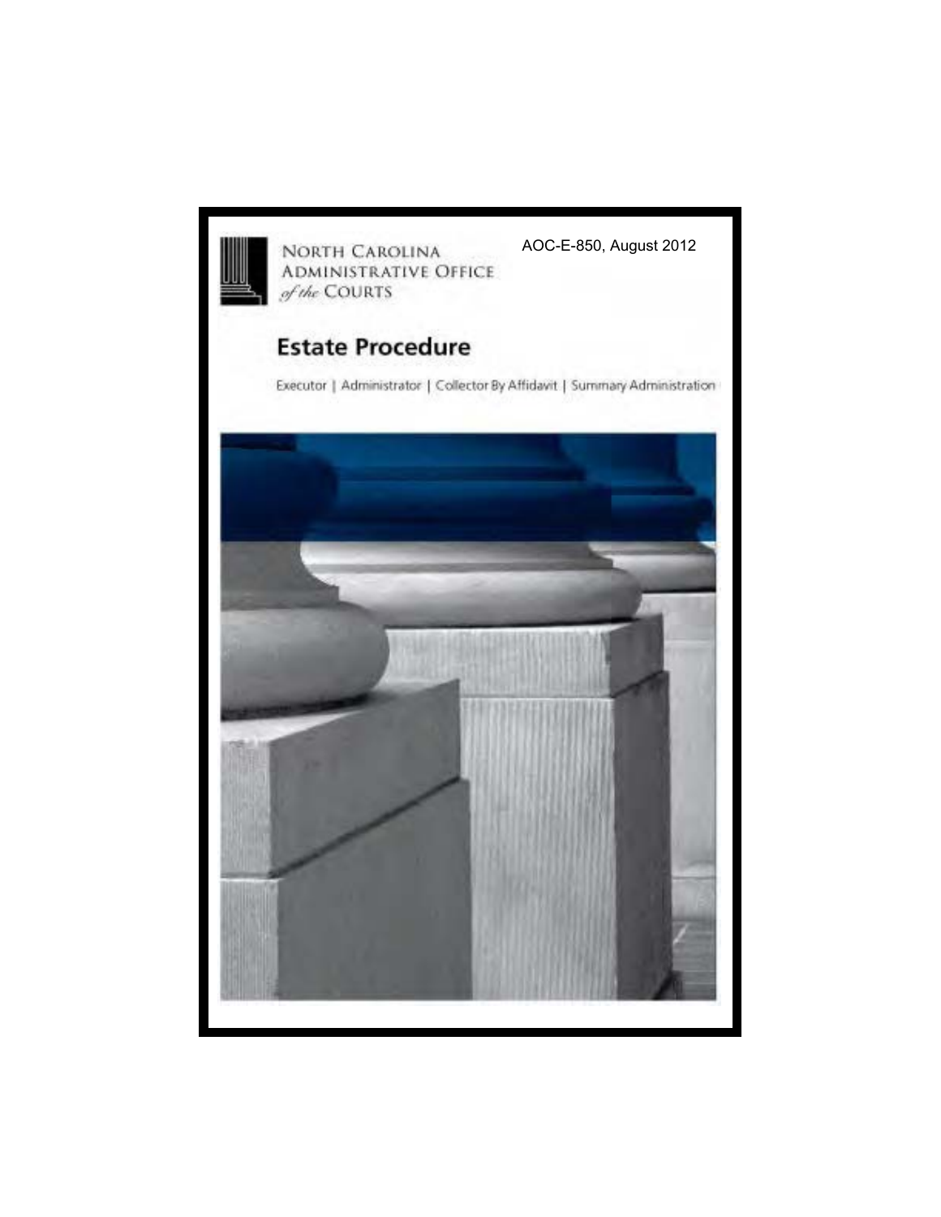North Carolina Administrative Office *of the* Courts

AOC-E-850, August 2012

# Estate Procedure

Executor | Administrator | Collector By Affidavit | Summary Administration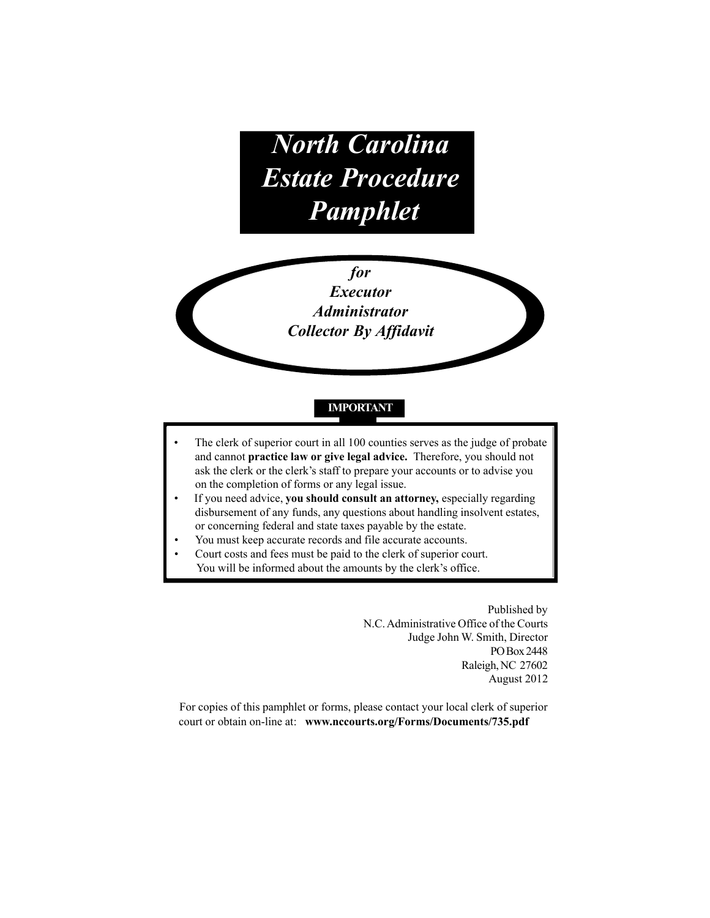# North Carolina Estate Procedure Pamphlet

***for***
***Executor***
***Administrator***
***Collector By Affidavit***

**IMPORTANT**

- The clerk of superior court in all 100 counties serves as the judge of probate and cannot **practice law or give legal advice.** Therefore, you should not ask the clerk or the clerk's staff to prepare your accounts or to advise you on the completion of forms or any legal issue.
- If you need advice, **you should consult an attorney,** especially regarding disbursement of any funds, any questions about handling insolvent estates, or concerning federal and state taxes payable by the estate.
- You must keep accurate records and file accurate accounts.
- Court costs and fees must be paid to the clerk of superior court. You will be informed about the amounts by the clerk's office.

Published by
N.C. Administrative Office of the Courts
Judge John W. Smith, Director
PO Box 2448
Raleigh, NC 27602
August 2012

For copies of this pamphlet or forms, please contact your local clerk of superior court or obtain on-line at: **www.nccourts.org/Forms/Documents/735.pdf**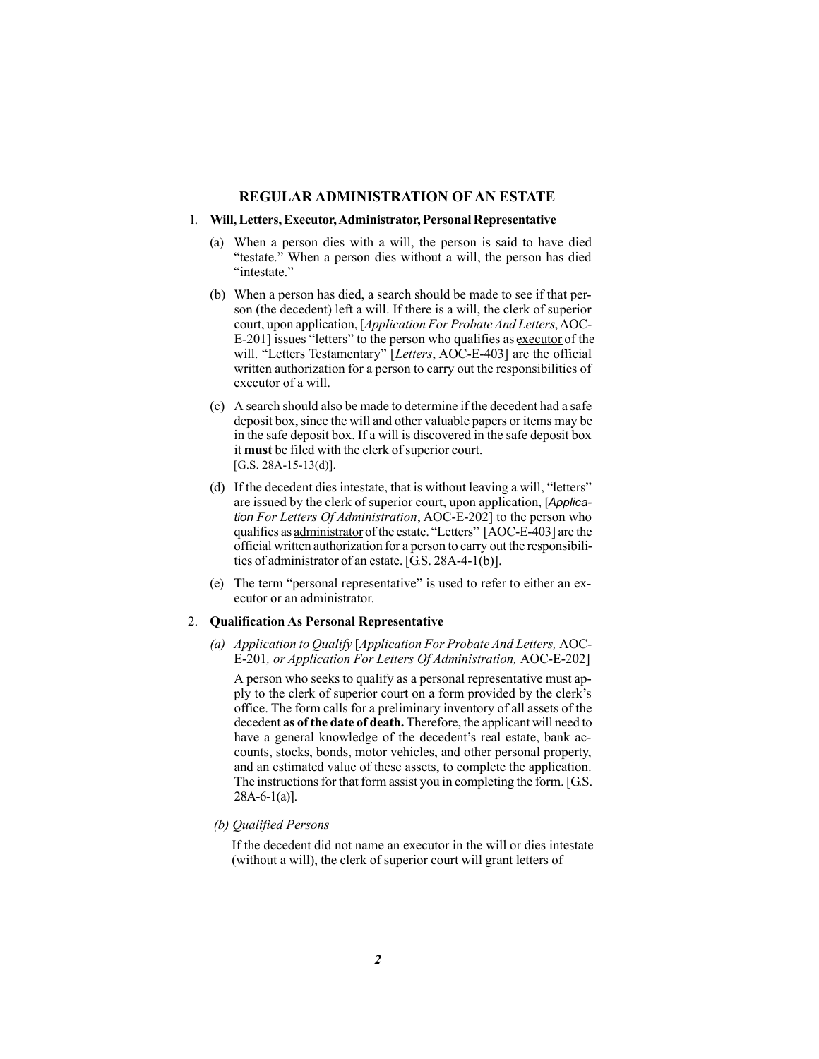## REGULAR ADMINISTRATION OF AN ESTATE

1. **Will, Letters, Executor, Administrator, Personal Representative**

   (a) When a person dies with a will, the person is said to have died "testate." When a person dies without a will, the person has died "intestate."

   (b) When a person has died, a search should be made to see if that person (the decedent) left a will. If there is a will, the clerk of superior court, upon application, [*Application For Probate And Letters*, AOC-E-201] issues "letters" to the person who qualifies as <u>executor</u> of the will. "Letters Testamentary" [*Letters*, AOC-E-403] are the official written authorization for a person to carry out the responsibilities of executor of a will.

   (c) A search should also be made to determine if the decedent had a safe deposit box, since the will and other valuable papers or items may be in the safe deposit box. If a will is discovered in the safe deposit box it **must** be filed with the clerk of superior court. [G.S. 28A-15-13(d)].

   (d) If the decedent dies intestate, that is without leaving a will, "letters" are issued by the clerk of superior court, upon application, [*Application For Letters Of Administration*, AOC-E-202] to the person who qualifies as <u>administrator</u> of the estate. "Letters" [AOC-E-403] are the official written authorization for a person to carry out the responsibilities of administrator of an estate. [G.S. 28A-4-1(b)].

   (e) The term "personal representative" is used to refer to either an executor or an administrator.

2. **Qualification As Personal Representative**

   (a) *Application to Qualify* [*Application For Probate And Letters,* AOC-E-201*, or Application For Letters Of Administration,* AOC-E-202]

   A person who seeks to qualify as a personal representative must apply to the clerk of superior court on a form provided by the clerk's office. The form calls for a preliminary inventory of all assets of the decedent **as of the date of death.** Therefore, the applicant will need to have a general knowledge of the decedent's real estate, bank accounts, stocks, bonds, motor vehicles, and other personal property, and an estimated value of these assets, to complete the application. The instructions for that form assist you in completing the form. [G.S. 28A-6-1(a)].

   (b) *Qualified Persons*

   If the decedent did not name an executor in the will or dies intestate (without a will), the clerk of superior court will grant letters of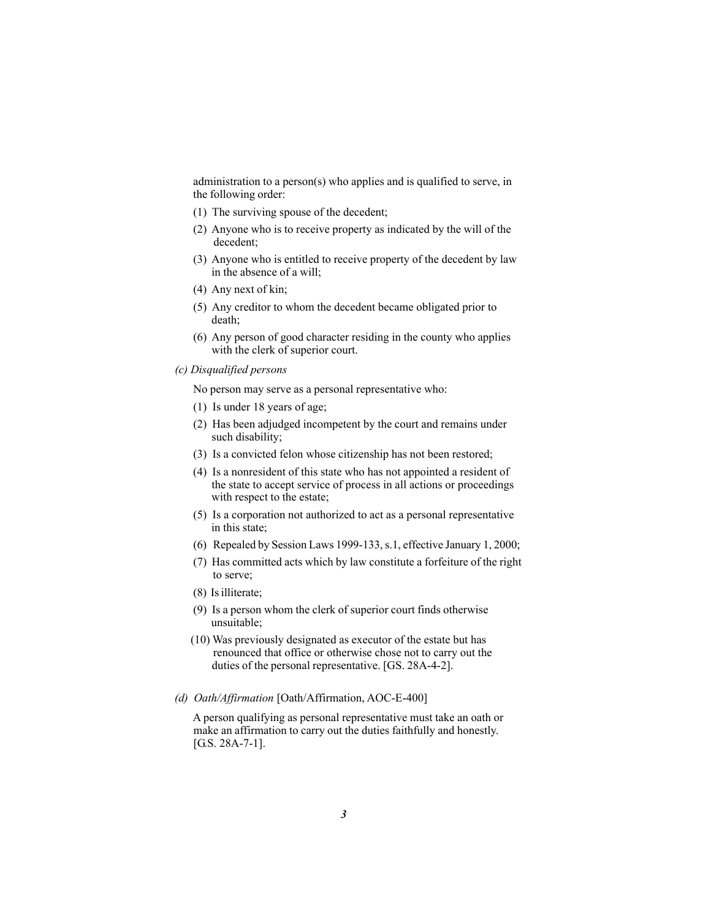administration to a person(s) who applies and is qualified to serve, in the following order:

(1) The surviving spouse of the decedent;

(2) Anyone who is to receive property as indicated by the will of the decedent;

(3) Anyone who is entitled to receive property of the decedent by law in the absence of a will;

(4) Any next of kin;

(5) Any creditor to whom the decedent became obligated prior to death;

(6) Any person of good character residing in the county who applies with the clerk of superior court.

*(c) Disqualified persons*

No person may serve as a personal representative who:

(1) Is under 18 years of age;

(2) Has been adjudged incompetent by the court and remains under such disability;

(3) Is a convicted felon whose citizenship has not been restored;

(4) Is a nonresident of this state who has not appointed a resident of the state to accept service of process in all actions or proceedings with respect to the estate;

(5) Is a corporation not authorized to act as a personal representative in this state;

(6) Repealed by Session Laws 1999-133, s.1, effective January 1, 2000;

(7) Has committed acts which by law constitute a forfeiture of the right to serve;

(8) Is illiterate;

(9) Is a person whom the clerk of superior court finds otherwise unsuitable;

(10) Was previously designated as executor of the estate but has renounced that office or otherwise chose not to carry out the duties of the personal representative. [GS. 28A-4-2].

*(d) Oath/Affirmation* [Oath/Affirmation, AOC-E-400]

A person qualifying as personal representative must take an oath or make an affirmation to carry out the duties faithfully and honestly. [G.S. 28A-7-1].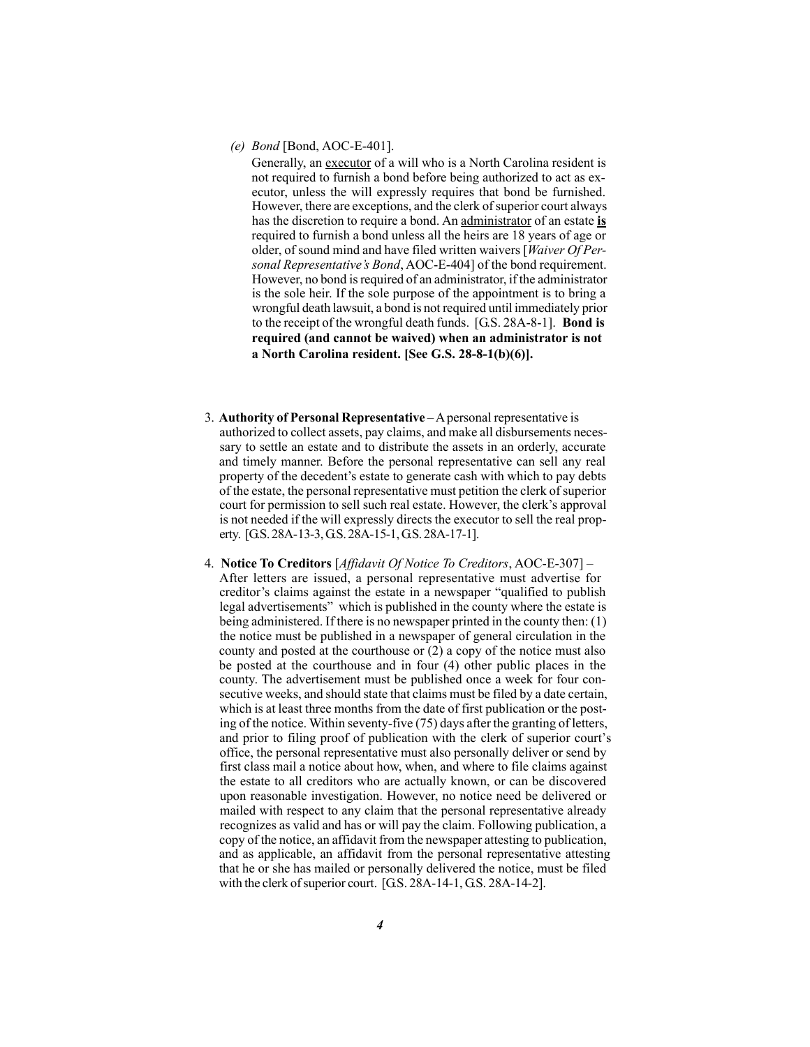*(e) Bond* [Bond, AOC-E-401].

Generally, an <u>executor</u> of a will who is a North Carolina resident is not required to furnish a bond before being authorized to act as executor, unless the will expressly requires that bond be furnished. However, there are exceptions, and the clerk of superior court always has the discretion to require a bond. An <u>administrator</u> of an estate <u>**is**</u> required to furnish a bond unless all the heirs are 18 years of age or older, of sound mind and have filed written waivers [*Waiver Of Personal Representative's Bond*, AOC-E-404] of the bond requirement. However, no bond is required of an administrator, if the administrator is the sole heir. If the sole purpose of the appointment is to bring a wrongful death lawsuit, a bond is not required until immediately prior to the receipt of the wrongful death funds. [G.S. 28A-8-1]. **Bond is required (and cannot be waived) when an administrator is not a North Carolina resident. [See G.S. 28-8-1(b)(6)].**

3. **Authority of Personal Representative** – A personal representative is authorized to collect assets, pay claims, and make all disbursements necessary to settle an estate and to distribute the assets in an orderly, accurate and timely manner. Before the personal representative can sell any real property of the decedent's estate to generate cash with which to pay debts of the estate, the personal representative must petition the clerk of superior court for permission to sell such real estate. However, the clerk's approval is not needed if the will expressly directs the executor to sell the real property. [G.S. 28A-13-3, G.S. 28A-15-1, G.S. 28A-17-1].

4. **Notice To Creditors** [*Affidavit Of Notice To Creditors*, AOC-E-307] – After letters are issued, a personal representative must advertise for creditor's claims against the estate in a newspaper "qualified to publish legal advertisements" which is published in the county where the estate is being administered. If there is no newspaper printed in the county then: (1) the notice must be published in a newspaper of general circulation in the county and posted at the courthouse or (2) a copy of the notice must also be posted at the courthouse and in four (4) other public places in the county. The advertisement must be published once a week for four consecutive weeks, and should state that claims must be filed by a date certain, which is at least three months from the date of first publication or the posting of the notice. Within seventy-five (75) days after the granting of letters, and prior to filing proof of publication with the clerk of superior court's office, the personal representative must also personally deliver or send by first class mail a notice about how, when, and where to file claims against the estate to all creditors who are actually known, or can be discovered upon reasonable investigation. However, no notice need be delivered or mailed with respect to any claim that the personal representative already recognizes as valid and has or will pay the claim. Following publication, a copy of the notice, an affidavit from the newspaper attesting to publication, and as applicable, an affidavit from the personal representative attesting that he or she has mailed or personally delivered the notice, must be filed with the clerk of superior court. [G.S. 28A-14-1, G.S. 28A-14-2].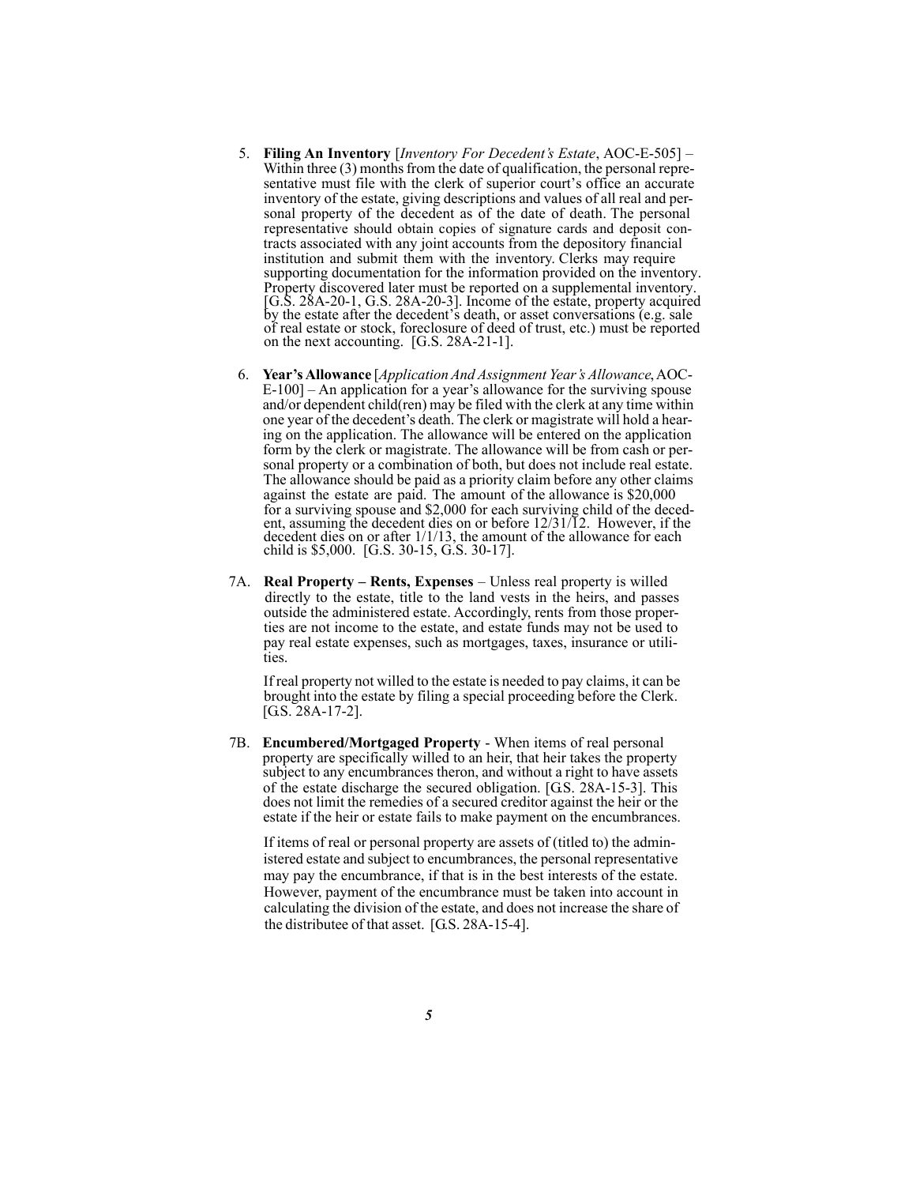5. **Filing An Inventory** [*Inventory For Decedent's Estate*, AOC-E-505] – Within three (3) months from the date of qualification, the personal representative must file with the clerk of superior court's office an accurate inventory of the estate, giving descriptions and values of all real and personal property of the decedent as of the date of death. The personal representative should obtain copies of signature cards and deposit contracts associated with any joint accounts from the depository financial institution and submit them with the inventory. Clerks may require supporting documentation for the information provided on the inventory. Property discovered later must be reported on a supplemental inventory. [G.S. 28A-20-1, G.S. 28A-20-3]. Income of the estate, property acquired by the estate after the decedent's death, or asset conversations (e.g. sale of real estate or stock, foreclosure of deed of trust, etc.) must be reported on the next accounting. [G.S. 28A-21-1].

6. **Year's Allowance** [*Application And Assignment Year's Allowance*, AOC-E-100] – An application for a year's allowance for the surviving spouse and/or dependent child(ren) may be filed with the clerk at any time within one year of the decedent's death. The clerk or magistrate will hold a hearing on the application. The allowance will be entered on the application form by the clerk or magistrate. The allowance will be from cash or personal property or a combination of both, but does not include real estate. The allowance should be paid as a priority claim before any other claims against the estate are paid. The amount of the allowance is $20,000 for a surviving spouse and $2,000 for each surviving child of the decedent, assuming the decedent dies on or before 12/31/12. However, if the decedent dies on or after 1/1/13, the amount of the allowance for each child is $5,000. [G.S. 30-15, G.S. 30-17].

7A. **Real Property – Rents, Expenses** – Unless real property is willed directly to the estate, title to the land vests in the heirs, and passes outside the administered estate. Accordingly, rents from those properties are not income to the estate, and estate funds may not be used to pay real estate expenses, such as mortgages, taxes, insurance or utilities.

If real property not willed to the estate is needed to pay claims, it can be brought into the estate by filing a special proceeding before the Clerk. [G.S. 28A-17-2].

7B. **Encumbered/Mortgaged Property** - When items of real personal property are specifically willed to an heir, that heir takes the property subject to any encumbrances theron, and without a right to have assets of the estate discharge the secured obligation. [G.S. 28A-15-3]. This does not limit the remedies of a secured creditor against the heir or the estate if the heir or estate fails to make payment on the encumbrances.

If items of real or personal property are assets of (titled to) the administered estate and subject to encumbrances, the personal representative may pay the encumbrance, if that is in the best interests of the estate. However, payment of the encumbrance must be taken into account in calculating the division of the estate, and does not increase the share of the distributee of that asset. [G.S. 28A-15-4].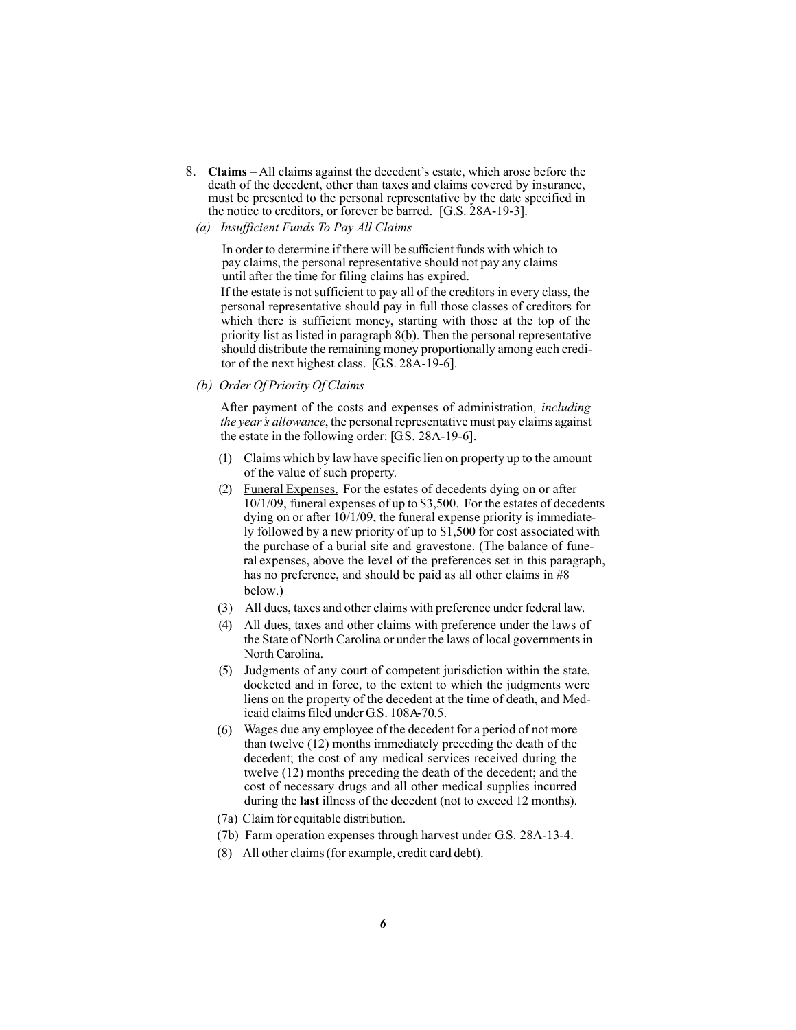8. **Claims** – All claims against the decedent's estate, which arose before the death of the decedent, other than taxes and claims covered by insurance, must be presented to the personal representative by the date specified in the notice to creditors, or forever be barred. [G.S. 28A-19-3].

*(a) Insufficient Funds To Pay All Claims*

In order to determine if there will be sufficient funds with which to pay claims, the personal representative should not pay any claims until after the time for filing claims has expired.

If the estate is not sufficient to pay all of the creditors in every class, the personal representative should pay in full those classes of creditors for which there is sufficient money, starting with those at the top of the priority list as listed in paragraph 8(b). Then the personal representative should distribute the remaining money proportionally among each creditor of the next highest class. [G.S. 28A-19-6].

*(b) Order Of Priority Of Claims*

After payment of the costs and expenses of administration*, including the year's allowance*, the personal representative must pay claims against the estate in the following order: [G.S. 28A-19-6].

(1) Claims which by law have specific lien on property up to the amount of the value of such property.

(2) <u>Funeral Expenses.</u> For the estates of decedents dying on or after 10/1/09, funeral expenses of up to $3,500. For the estates of decedents dying on or after 10/1/09, the funeral expense priority is immediately followed by a new priority of up to $1,500 for cost associated with the purchase of a burial site and gravestone. (The balance of funeral expenses, above the level of the preferences set in this paragraph, has no preference, and should be paid as all other claims in #8 below.)

(3) All dues, taxes and other claims with preference under federal law.

(4) All dues, taxes and other claims with preference under the laws of the State of North Carolina or under the laws of local governments in North Carolina.

(5) Judgments of any court of competent jurisdiction within the state, docketed and in force, to the extent to which the judgments were liens on the property of the decedent at the time of death, and Medicaid claims filed under G.S. 108A-70.5.

(6) Wages due any employee of the decedent for a period of not more than twelve (12) months immediately preceding the death of the decedent; the cost of any medical services received during the twelve (12) months preceding the death of the decedent; and the cost of necessary drugs and all other medical supplies incurred during the **last** illness of the decedent (not to exceed 12 months).

(7a) Claim for equitable distribution.

(7b) Farm operation expenses through harvest under G.S. 28A-13-4.

(8) All other claims (for example, credit card debt).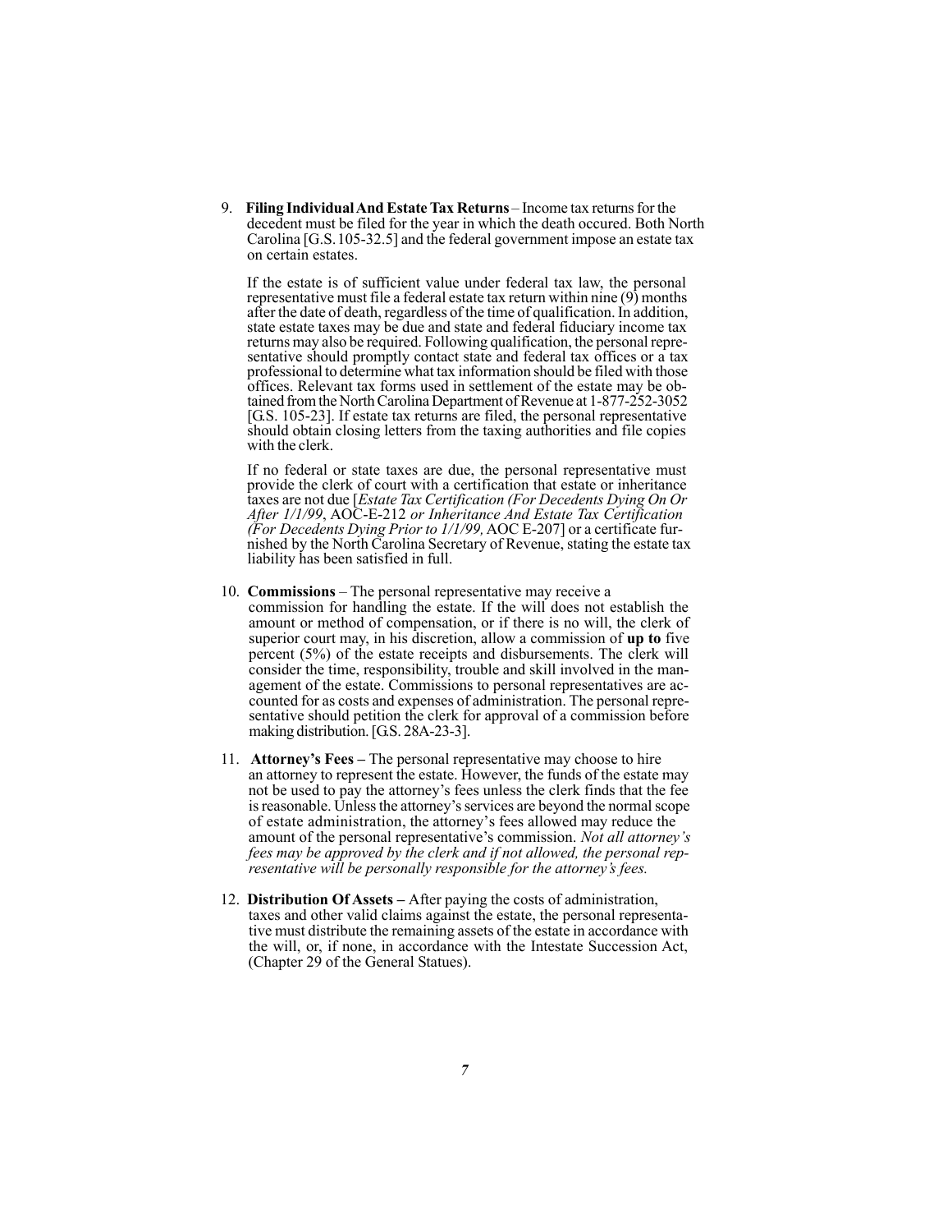9. **Filing Individual And Estate Tax Returns** – Income tax returns for the decedent must be filed for the year in which the death occured. Both North Carolina [G.S. 105-32.5] and the federal government impose an estate tax on certain estates.

   If the estate is of sufficient value under federal tax law, the personal representative must file a federal estate tax return within nine (9) months after the date of death, regardless of the time of qualification. In addition, state estate taxes may be due and state and federal fiduciary income tax returns may also be required. Following qualification, the personal representative should promptly contact state and federal tax offices or a tax professional to determine what tax information should be filed with those offices. Relevant tax forms used in settlement of the estate may be obtained from the North Carolina Department of Revenue at 1-877-252-3052 [G.S. 105-23]. If estate tax returns are filed, the personal representative should obtain closing letters from the taxing authorities and file copies with the clerk.

   If no federal or state taxes are due, the personal representative must provide the clerk of court with a certification that estate or inheritance taxes are not due [*Estate Tax Certification (For Decedents Dying On Or After 1/1/99*, AOC-E-212 *or Inheritance And Estate Tax Certification (For Decedents Dying Prior to 1/1/99,* AOC E-207] or a certificate furnished by the North Carolina Secretary of Revenue, stating the estate tax liability has been satisfied in full.

10. **Commissions** – The personal representative may receive a commission for handling the estate. If the will does not establish the amount or method of compensation, or if there is no will, the clerk of superior court may, in his discretion, allow a commission of **up to** five percent (5%) of the estate receipts and disbursements. The clerk will consider the time, responsibility, trouble and skill involved in the management of the estate. Commissions to personal representatives are accounted for as costs and expenses of administration. The personal representative should petition the clerk for approval of a commission before making distribution. [G.S. 28A-23-3].

11. **Attorney's Fees –** The personal representative may choose to hire an attorney to represent the estate. However, the funds of the estate may not be used to pay the attorney's fees unless the clerk finds that the fee is reasonable. Unless the attorney's services are beyond the normal scope of estate administration, the attorney's fees allowed may reduce the amount of the personal representative's commission. *Not all attorney's fees may be approved by the clerk and if not allowed, the personal representative will be personally responsible for the attorney's fees.*

12. **Distribution Of Assets –** After paying the costs of administration, taxes and other valid claims against the estate, the personal representative must distribute the remaining assets of the estate in accordance with the will, or, if none, in accordance with the Intestate Succession Act, (Chapter 29 of the General Statues).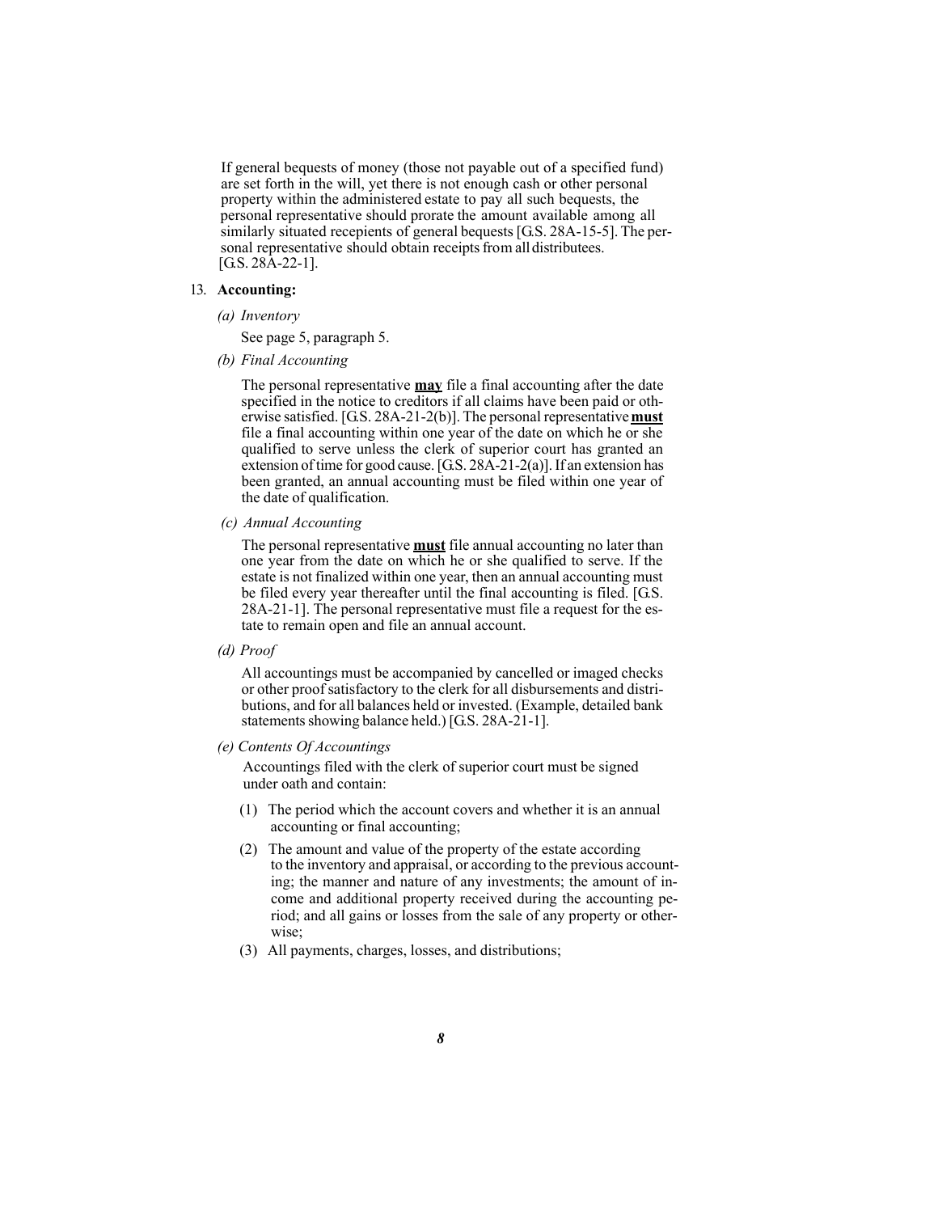If general bequests of money (those not payable out of a specified fund) are set forth in the will, yet there is not enough cash or other personal property within the administered estate to pay all such bequests, the personal representative should prorate the amount available among all similarly situated recepients of general bequests [G.S. 28A-15-5]. The personal representative should obtain receipts from all distributees. [G.S. 28A-22-1].

13. **Accounting:**

*(a) Inventory*

See page 5, paragraph 5.

*(b) Final Accounting*

The personal representative **may** file a final accounting after the date specified in the notice to creditors if all claims have been paid or otherwise satisfied. [G.S. 28A-21-2(b)]. The personal representative **must** file a final accounting within one year of the date on which he or she qualified to serve unless the clerk of superior court has granted an extension of time for good cause. [G.S. 28A-21-2(a)]. If an extension has been granted, an annual accounting must be filed within one year of the date of qualification.

*(c) Annual Accounting*

The personal representative **must** file annual accounting no later than one year from the date on which he or she qualified to serve. If the estate is not finalized within one year, then an annual accounting must be filed every year thereafter until the final accounting is filed. [G.S. 28A-21-1]. The personal representative must file a request for the estate to remain open and file an annual account.

*(d) Proof*

All accountings must be accompanied by cancelled or imaged checks or other proof satisfactory to the clerk for all disbursements and distributions, and for all balances held or invested. (Example, detailed bank statements showing balance held.) [G.S. 28A-21-1].

*(e) Contents Of Accountings*

Accountings filed with the clerk of superior court must be signed under oath and contain:

(1) The period which the account covers and whether it is an annual accounting or final accounting;

(2) The amount and value of the property of the estate according to the inventory and appraisal, or according to the previous accounting; the manner and nature of any investments; the amount of income and additional property received during the accounting period; and all gains or losses from the sale of any property or otherwise;

(3) All payments, charges, losses, and distributions;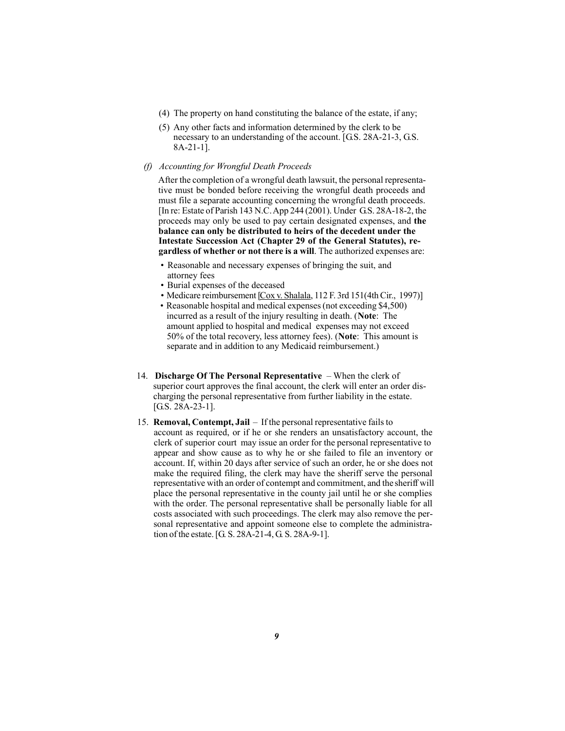(4) The property on hand constituting the balance of the estate, if any;

(5) Any other facts and information determined by the clerk to be necessary to an understanding of the account. [G.S. 28A-21-3, G.S. 8A-21-1].

*(f) Accounting for Wrongful Death Proceeds*

After the completion of a wrongful death lawsuit, the personal representative must be bonded before receiving the wrongful death proceeds and must file a separate accounting concerning the wrongful death proceeds. [In re: Estate of Parish 143 N.C. App 244 (2001). Under G.S. 28A-18-2, the proceeds may only be used to pay certain designated expenses, and **the balance can only be distributed to heirs of the decedent under the Intestate Succession Act (Chapter 29 of the General Statutes), regardless of whether or not there is a will**. The authorized expenses are:

- Reasonable and necessary expenses of bringing the suit, and attorney fees
- Burial expenses of the deceased
- Medicare reimbursement [Cox v. Shalala, 112 F. 3rd 151(4th Cir., 1997)]
- Reasonable hospital and medical expenses (not exceeding $4,500) incurred as a result of the injury resulting in death. (**Note**: The amount applied to hospital and medical expenses may not exceed 50% of the total recovery, less attorney fees). (**Note**: This amount is separate and in addition to any Medicaid reimbursement.)

14. **Discharge Of The Personal Representative** – When the clerk of superior court approves the final account, the clerk will enter an order discharging the personal representative from further liability in the estate. [G.S. 28A-23-1].

15. **Removal, Contempt, Jail** – If the personal representative fails to account as required, or if he or she renders an unsatisfactory account, the clerk of superior court may issue an order for the personal representative to appear and show cause as to why he or she failed to file an inventory or account. If, within 20 days after service of such an order, he or she does not make the required filing, the clerk may have the sheriff serve the personal representative with an order of contempt and commitment, and the sheriff will place the personal representative in the county jail until he or she complies with the order. The personal representative shall be personally liable for all costs associated with such proceedings. The clerk may also remove the personal representative and appoint someone else to complete the administration of the estate. [G. S. 28A-21-4, G. S. 28A-9-1].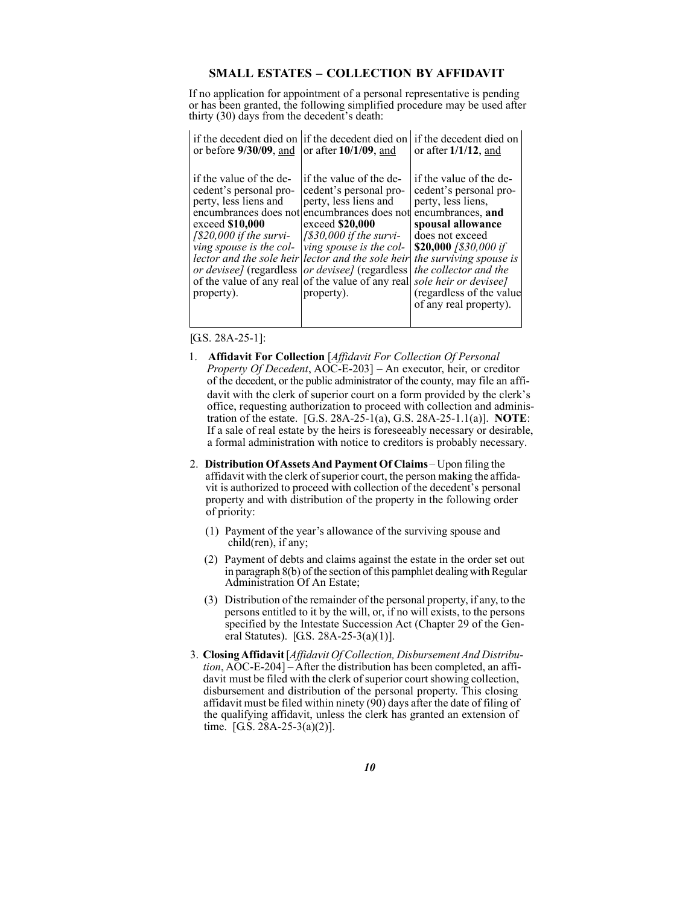## SMALL ESTATES – COLLECTION BY AFFIDAVIT

If no application for appointment of a personal representative is pending or has been granted, the following simplified procedure may be used after thirty (30) days from the decedent's death:

| if the decedent died on or before **9/30/09**, and | if the decedent died on or after **10/1/09**, and | if the decedent died on or after **1/1/12**, and |
|---|---|---|
| if the value of the decedent's personal property, less liens and encumbrances does not exceed **$10,000** *[$20,000 if the surviving spouse is the collector and the sole heir or devisee]* (regardless of the value of any real property). | if the value of the decedent's personal property, less liens and encumbrances does not exceed **$20,000** *[$30,000 if the surviving spouse is the collector and the sole heir or devisee]* (regardless of the value of any real property). | if the value of the decedent's personal property, less liens, encumbrances, **and spousal allowance** does not exceed **$20,000** *[$30,000 if the surviving spouse is the collector and the sole heir or devisee]* (regardless of the value of any real property). |

[G.S. 28A-25-1]:

1. **Affidavit For Collection** [*Affidavit For Collection Of Personal Property Of Decedent*, AOC-E-203] – An executor, heir, or creditor of the decedent, or the public administrator of the county, may file an affidavit with the clerk of superior court on a form provided by the clerk's office, requesting authorization to proceed with collection and administration of the estate. [G.S. 28A-25-1(a), G.S. 28A-25-1.1(a)]. **NOTE**: If a sale of real estate by the heirs is foreseeably necessary or desirable, a formal administration with notice to creditors is probably necessary.

2. **Distribution Of Assets And Payment Of Claims** – Upon filing the affidavit with the clerk of superior court, the person making the affidavit is authorized to proceed with collection of the decedent's personal property and with distribution of the property in the following order of priority:

   (1) Payment of the year's allowance of the surviving spouse and child(ren), if any;

   (2) Payment of debts and claims against the estate in the order set out in paragraph 8(b) of the section of this pamphlet dealing with Regular Administration Of An Estate;

   (3) Distribution of the remainder of the personal property, if any, to the persons entitled to it by the will, or, if no will exists, to the persons specified by the Intestate Succession Act (Chapter 29 of the General Statutes). [G.S. 28A-25-3(a)(1)].

3. **Closing Affidavit** [*Affidavit Of Collection, Disbursement And Distribution*, AOC-E-204] – After the distribution has been completed, an affidavit must be filed with the clerk of superior court showing collection, disbursement and distribution of the personal property. This closing affidavit must be filed within ninety (90) days after the date of filing of the qualifying affidavit, unless the clerk has granted an extension of time. [G.S. 28A-25-3(a)(2)].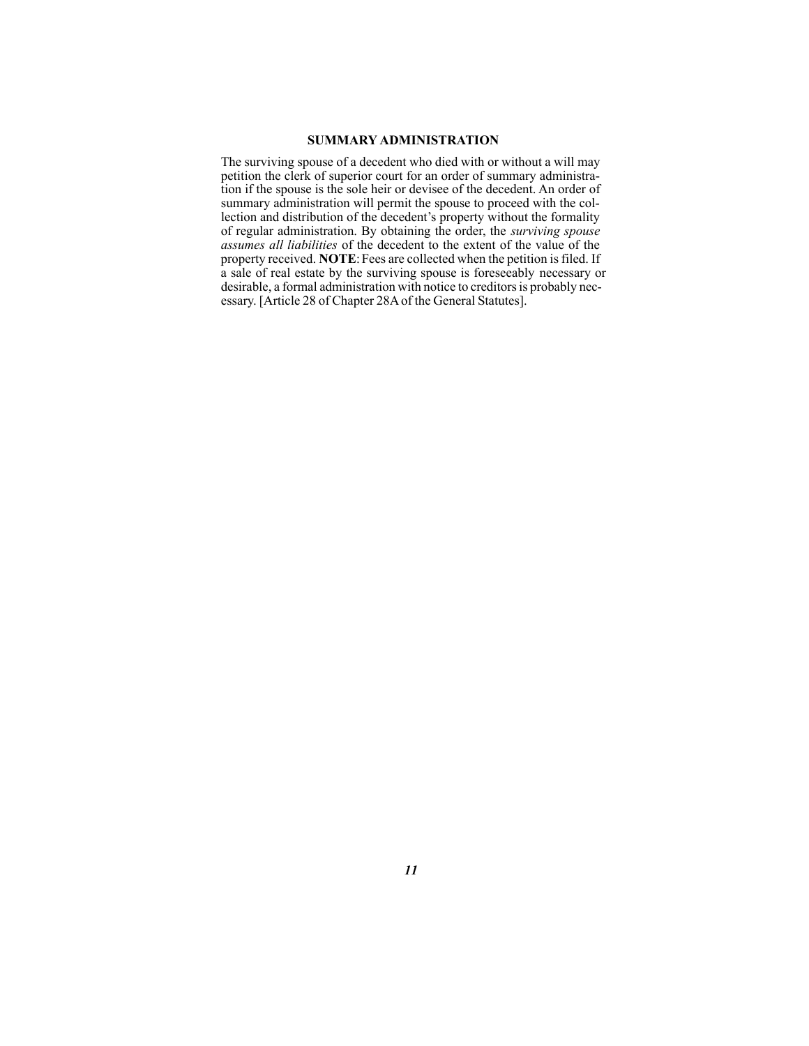## SUMMARY ADMINISTRATION

The surviving spouse of a decedent who died with or without a will may petition the clerk of superior court for an order of summary administration if the spouse is the sole heir or devisee of the decedent. An order of summary administration will permit the spouse to proceed with the collection and distribution of the decedent's property without the formality of regular administration. By obtaining the order, the *surviving spouse assumes all liabilities* of the decedent to the extent of the value of the property received. **NOTE**: Fees are collected when the petition is filed. If a sale of real estate by the surviving spouse is foreseeably necessary or desirable, a formal administration with notice to creditors is probably necessary. [Article 28 of Chapter 28A of the General Statutes].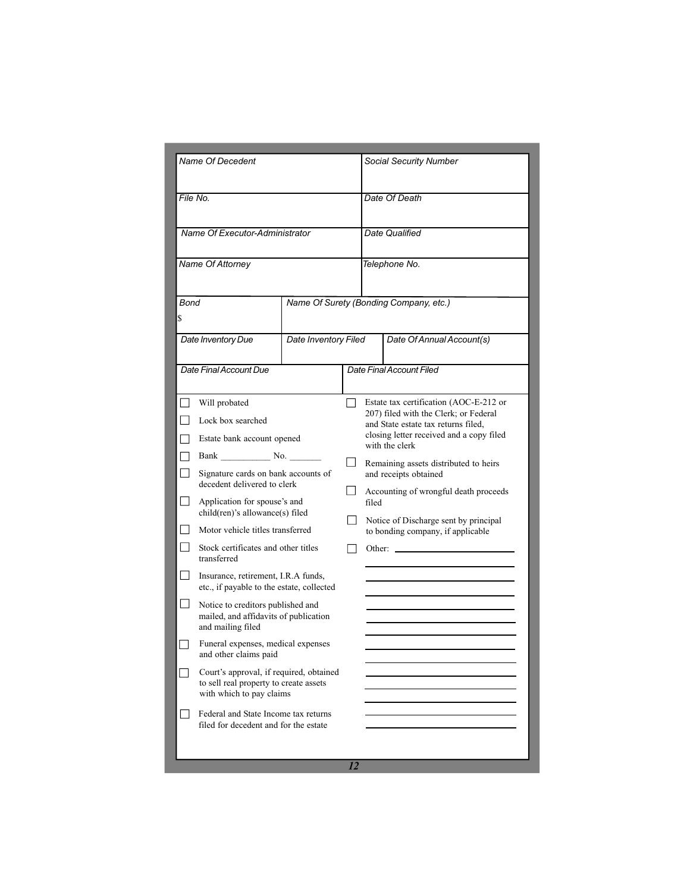| Name Of Decedent | | Social Security Number |
|---|---|---|
| File No. | | Date Of Death |
| Name Of Executor-Administrator | | Date Qualified |
| Name Of Attorney | | Telephone No. |
| Bond $ | Name Of Surety (Bonding Company, etc.) | |
| Date Inventory Due | Date Inventory Filed | Date Of Annual Account(s) |
| Date Final Account Due | Date Final Account Filed | |

- ☐ Will probated
- ☐ Lock box searched
- ☐ Estate bank account opened
- ☐ Bank __________ No. _______
- ☐ Signature cards on bank accounts of decedent delivered to clerk
- ☐ Application for spouse's and child(ren)'s allowance(s) filed
- ☐ Motor vehicle titles transferred
- ☐ Stock certificates and other titles transferred
- ☐ Insurance, retirement, I.R.A funds, etc., if payable to the estate, collected
- ☐ Notice to creditors published and mailed, and affidavits of publication and mailing filed
- ☐ Funeral expenses, medical expenses and other claims paid
- ☐ Court's approval, if required, obtained to sell real property to create assets with which to pay claims
- ☐ Federal and State Income tax returns filed for decedent and for the estate
- ☐ Estate tax certification (AOC-E-212 or 207) filed with the Clerk; or Federal and State estate tax returns filed, closing letter received and a copy filed with the clerk
- ☐ Remaining assets distributed to heirs and receipts obtained
- ☐ Accounting of wrongful death proceeds filed
- ☐ Notice of Discharge sent by principal to bonding company, if applicable
- ☐ Other: ______________________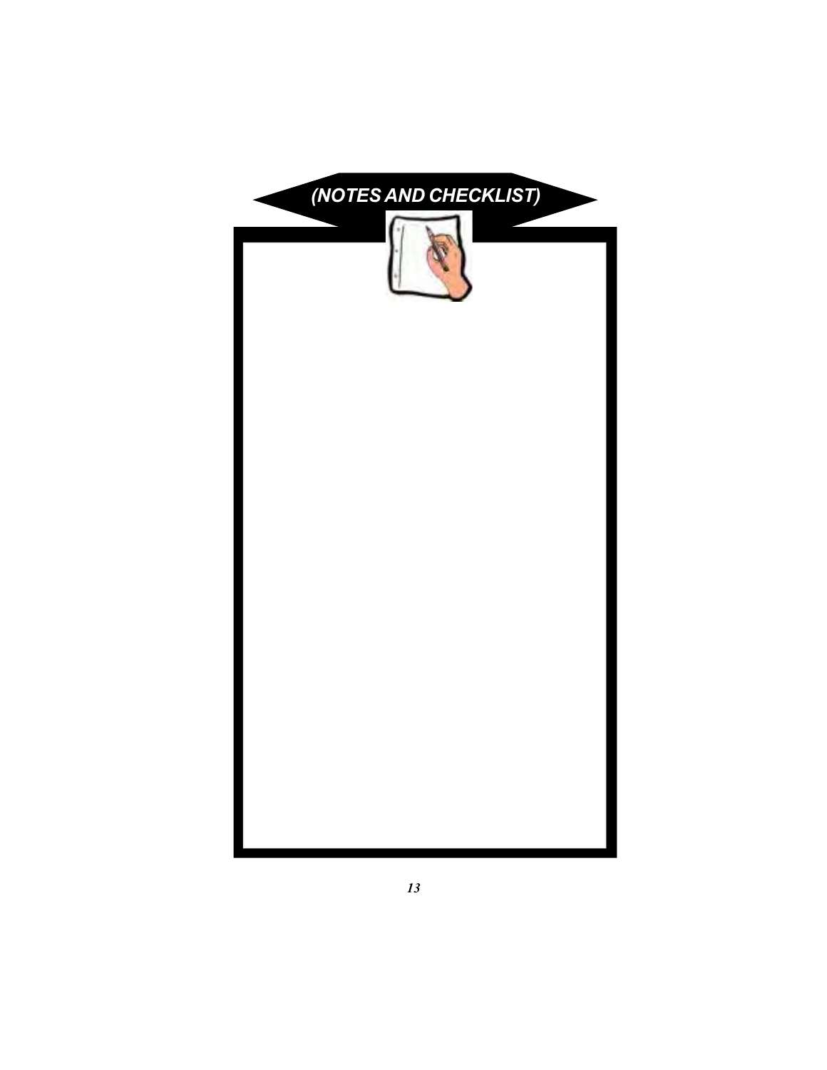## (NOTES AND CHECKLIST)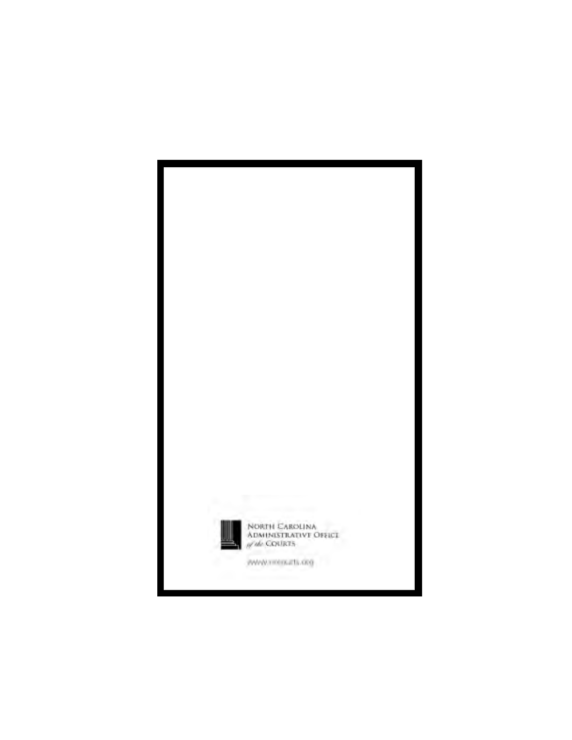NORTH CAROLINA
ADMINISTRATIVE OFFICE
*of the* COURTS

www.nccourts.org